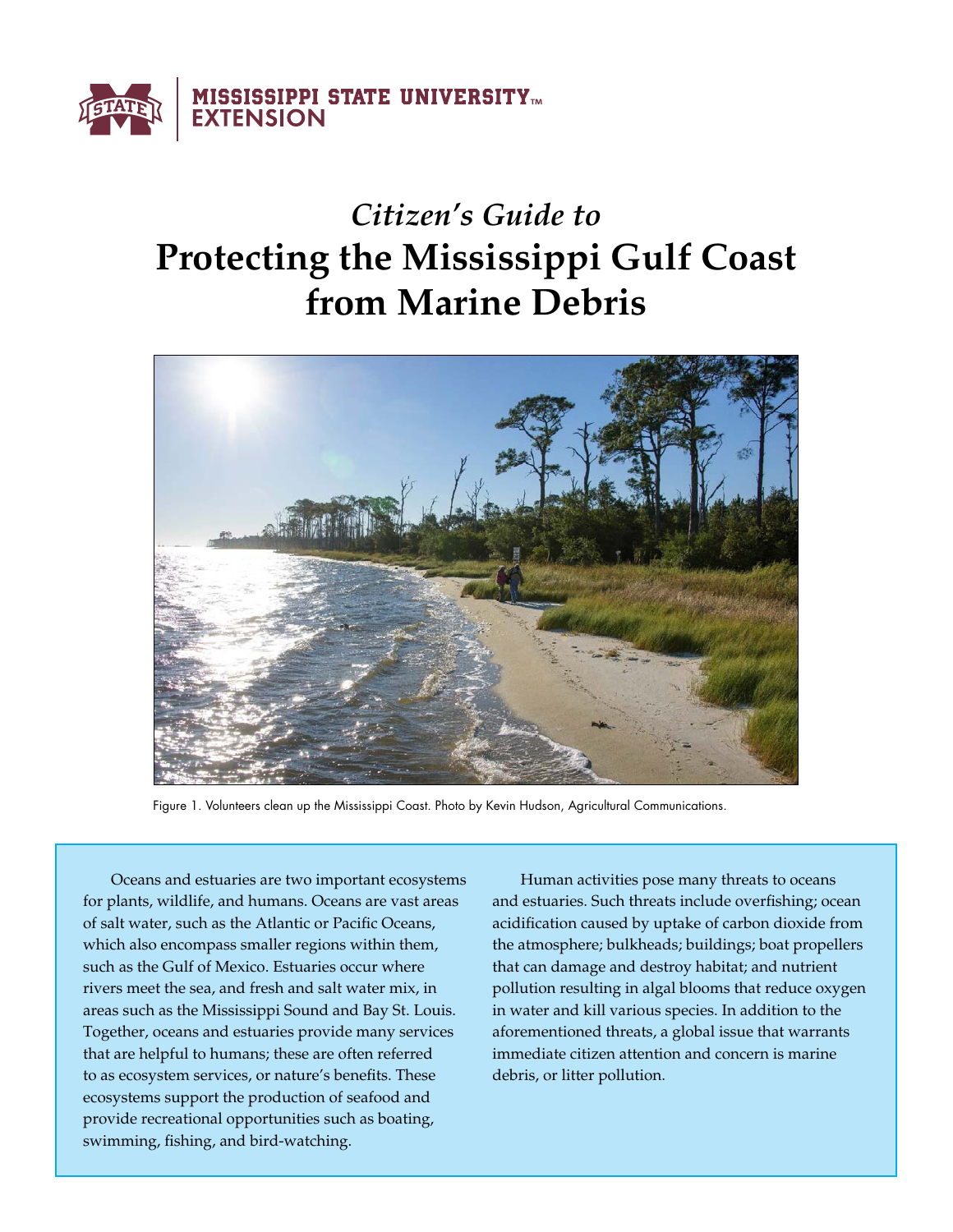MISSISSIPPI STATE UNIVERSITY™ EXTENSION

# *Citizen's Guide to* Protecting the Mississippi Gulf Coast from Marine Debris

Figure 1. Volunteers clean up the Mississippi Coast. Photo by Kevin Hudson, Agricultural Communications.

Oceans and estuaries are two important ecosystems for plants, wildlife, and humans. Oceans are vast areas of salt water, such as the Atlantic or Pacific Oceans, which also encompass smaller regions within them, such as the Gulf of Mexico. Estuaries occur where rivers meet the sea, and fresh and salt water mix, in areas such as the Mississippi Sound and Bay St. Louis. Together, oceans and estuaries provide many services that are helpful to humans; these are often referred to as ecosystem services, or nature's benefits. These ecosystems support the production of seafood and provide recreational opportunities such as boating, swimming, fishing, and bird-watching.

Human activities pose many threats to oceans and estuaries. Such threats include overfishing; ocean acidification caused by uptake of carbon dioxide from the atmosphere; bulkheads; buildings; boat propellers that can damage and destroy habitat; and nutrient pollution resulting in algal blooms that reduce oxygen in water and kill various species. In addition to the aforementioned threats, a global issue that warrants immediate citizen attention and concern is marine debris, or litter pollution.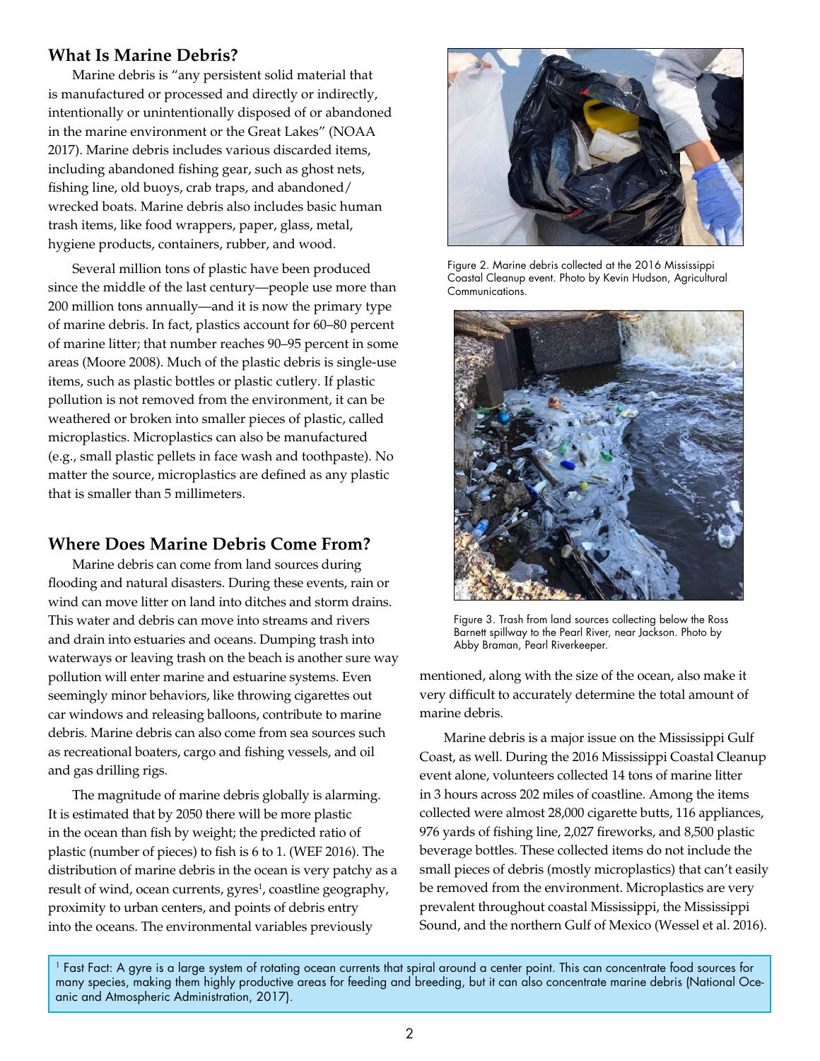## What Is Marine Debris?

Marine debris is "any persistent solid material that is manufactured or processed and directly or indirectly, intentionally or unintentionally disposed of or abandoned in the marine environment or the Great Lakes" (NOAA 2017). Marine debris includes various discarded items, including abandoned fishing gear, such as ghost nets, fishing line, old buoys, crab traps, and abandoned/wrecked boats. Marine debris also includes basic human trash items, like food wrappers, paper, glass, metal, hygiene products, containers, rubber, and wood.

Several million tons of plastic have been produced since the middle of the last century—people use more than 200 million tons annually—and it is now the primary type of marine debris. In fact, plastics account for 60–80 percent of marine litter; that number reaches 90–95 percent in some areas (Moore 2008). Much of the plastic debris is single-use items, such as plastic bottles or plastic cutlery. If plastic pollution is not removed from the environment, it can be weathered or broken into smaller pieces of plastic, called microplastics. Microplastics can also be manufactured (e.g., small plastic pellets in face wash and toothpaste). No matter the source, microplastics are defined as any plastic that is smaller than 5 millimeters.

## Where Does Marine Debris Come From?

Marine debris can come from land sources during flooding and natural disasters. During these events, rain or wind can move litter on land into ditches and storm drains. This water and debris can move into streams and rivers and drain into estuaries and oceans. Dumping trash into waterways or leaving trash on the beach is another sure way pollution will enter marine and estuarine systems. Even seemingly minor behaviors, like throwing cigarettes out car windows and releasing balloons, contribute to marine debris. Marine debris can also come from sea sources such as recreational boaters, cargo and fishing vessels, and oil and gas drilling rigs.

The magnitude of marine debris globally is alarming. It is estimated that by 2050 there will be more plastic in the ocean than fish by weight; the predicted ratio of plastic (number of pieces) to fish is 6 to 1. (WEF 2016). The distribution of marine debris in the ocean is very patchy as a result of wind, ocean currents, gyres[1], coastline geography, proximity to urban centers, and points of debris entry into the oceans. The environmental variables previously mentioned, along with the size of the ocean, also make it very difficult to accurately determine the total amount of marine debris.

Figure 2. Marine debris collected at the 2016 Mississippi Coastal Cleanup event. Photo by Kevin Hudson, Agricultural Communications.

Figure 3. Trash from land sources collecting below the Ross Barnett spillway to the Pearl River, near Jackson. Photo by Abby Braman, Pearl Riverkeeper.

Marine debris is a major issue on the Mississippi Gulf Coast, as well. During the 2016 Mississippi Coastal Cleanup event alone, volunteers collected 14 tons of marine litter in 3 hours across 202 miles of coastline. Among the items collected were almost 28,000 cigarette butts, 116 appliances, 976 yards of fishing line, 2,027 fireworks, and 8,500 plastic beverage bottles. These collected items do not include the small pieces of debris (mostly microplastics) that can't easily be removed from the environment. Microplastics are very prevalent throughout coastal Mississippi, the Mississippi Sound, and the northern Gulf of Mexico (Wessel et al. 2016).

[1] Fast Fact: A gyre is a large system of rotating ocean currents that spiral around a center point. This can concentrate food sources for many species, making them highly productive areas for feeding and breeding, but it can also concentrate marine debris (National Oceanic and Atmospheric Administration, 2017).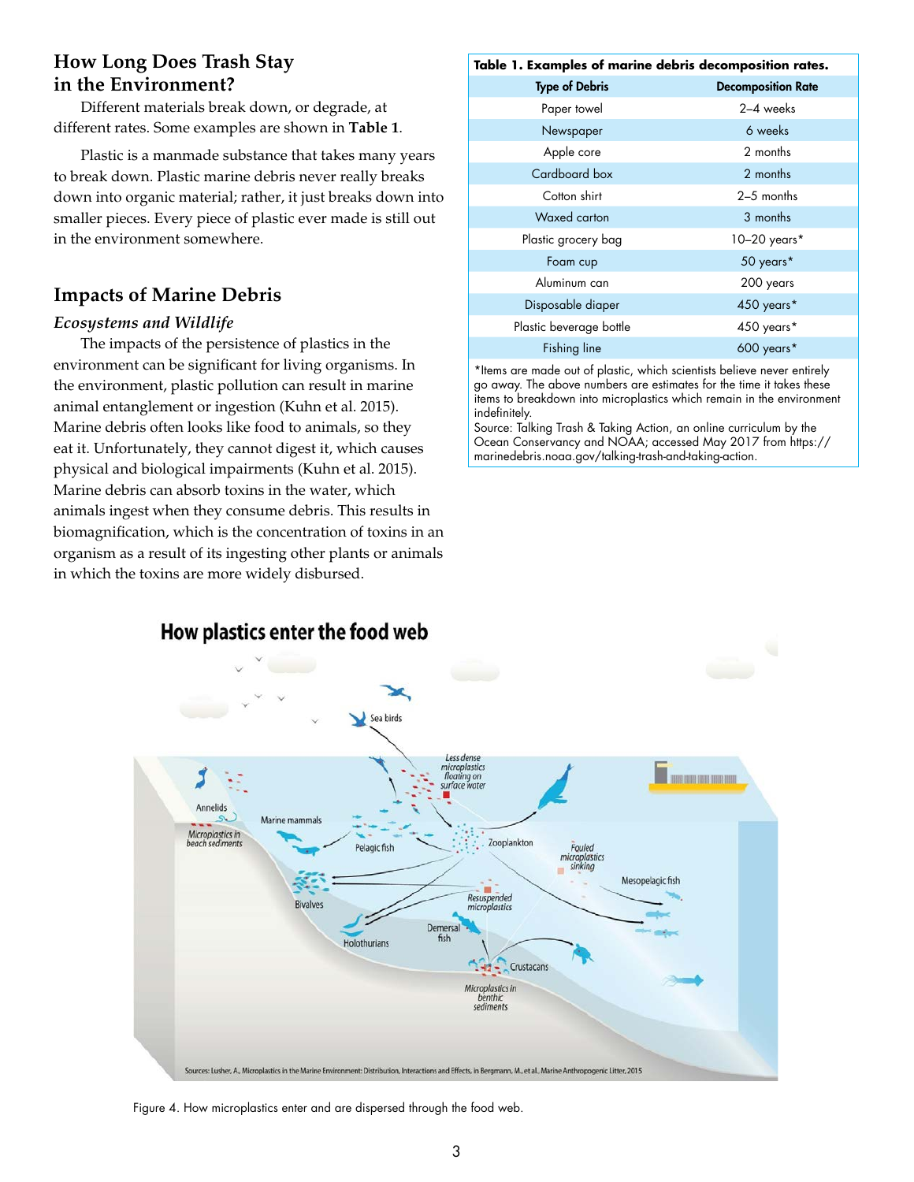## How Long Does Trash Stay in the Environment?

Different materials break down, or degrade, at different rates. Some examples are shown in **Table 1**.

Plastic is a manmade substance that takes many years to break down. Plastic marine debris never really breaks down into organic material; rather, it just breaks down into smaller pieces. Every piece of plastic ever made is still out in the environment somewhere.

**Table 1. Examples of marine debris decomposition rates.**

| Type of Debris | Decomposition Rate |
|---|---|
| Paper towel | 2–4 weeks |
| Newspaper | 6 weeks |
| Apple core | 2 months |
| Cardboard box | 2 months |
| Cotton shirt | 2–5 months |
| Waxed carton | 3 months |
| Plastic grocery bag | 10–20 years* |
| Foam cup | 50 years* |
| Aluminum can | 200 years |
| Disposable diaper | 450 years* |
| Plastic beverage bottle | 450 years* |
| Fishing line | 600 years* |

*Items are made out of plastic, which scientists believe never entirely go away. The above numbers are estimates for the time it takes these items to breakdown into microplastics which remain in the environment indefinitely.
Source: Talking Trash & Taking Action, an online curriculum by the Ocean Conservancy and NOAA; accessed May 2017 from https://marinedebris.noaa.gov/talking-trash-and-taking-action.

## Impacts of Marine Debris

### *Ecosystems and Wildlife*

The impacts of the persistence of plastics in the environment can be significant for living organisms. In the environment, plastic pollution can result in marine animal entanglement or ingestion (Kuhn et al. 2015). Marine debris often looks like food to animals, so they eat it. Unfortunately, they cannot digest it, which causes physical and biological impairments (Kuhn et al. 2015). Marine debris can absorb toxins in the water, which animals ingest when they consume debris. This results in biomagnification, which is the concentration of toxins in an organism as a result of its ingesting other plants or animals in which the toxins are more widely disbursed.

Figure 4. How microplastics enter and are dispersed through the food web.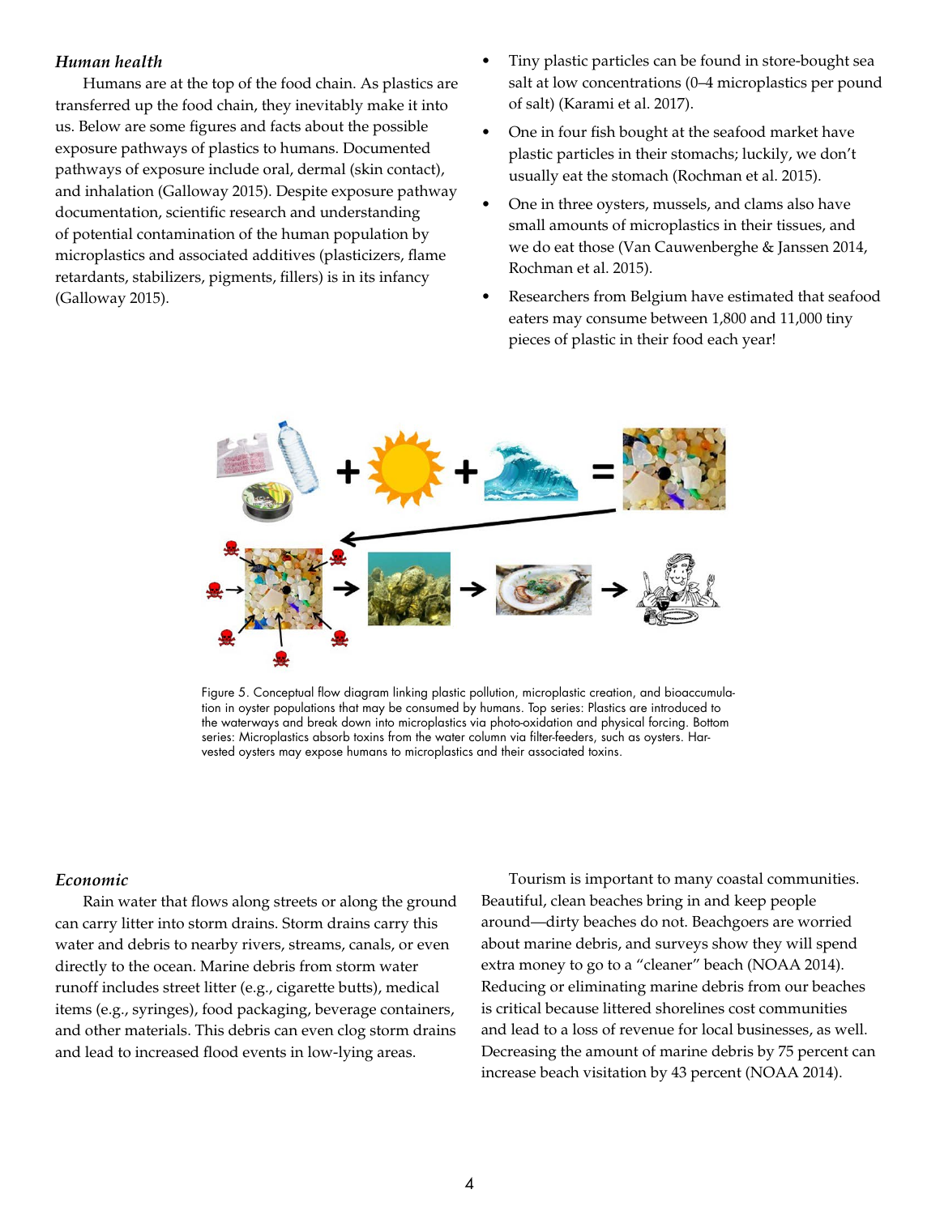### *Human health*

Humans are at the top of the food chain. As plastics are transferred up the food chain, they inevitably make it into us. Below are some figures and facts about the possible exposure pathways of plastics to humans. Documented pathways of exposure include oral, dermal (skin contact), and inhalation (Galloway 2015). Despite exposure pathway documentation, scientific research and understanding of potential contamination of the human population by microplastics and associated additives (plasticizers, flame retardants, stabilizers, pigments, fillers) is in its infancy (Galloway 2015).

- Tiny plastic particles can be found in store-bought sea salt at low concentrations (0–4 microplastics per pound of salt) (Karami et al. 2017).
- One in four fish bought at the seafood market have plastic particles in their stomachs; luckily, we don't usually eat the stomach (Rochman et al. 2015).
- One in three oysters, mussels, and clams also have small amounts of microplastics in their tissues, and we do eat those (Van Cauwenberghe & Janssen 2014, Rochman et al. 2015).
- Researchers from Belgium have estimated that seafood eaters may consume between 1,800 and 11,000 tiny pieces of plastic in their food each year!

Figure 5. Conceptual flow diagram linking plastic pollution, microplastic creation, and bioaccumulation in oyster populations that may be consumed by humans. Top series: Plastics are introduced to the waterways and break down into microplastics via photo-oxidation and physical forcing. Bottom series: Microplastics absorb toxins from the water column via filter-feeders, such as oysters. Harvested oysters may expose humans to microplastics and their associated toxins.

### *Economic*

Rain water that flows along streets or along the ground can carry litter into storm drains. Storm drains carry this water and debris to nearby rivers, streams, canals, or even directly to the ocean. Marine debris from storm water runoff includes street litter (e.g., cigarette butts), medical items (e.g., syringes), food packaging, beverage containers, and other materials. This debris can even clog storm drains and lead to increased flood events in low-lying areas.

Tourism is important to many coastal communities. Beautiful, clean beaches bring in and keep people around—dirty beaches do not. Beachgoers are worried about marine debris, and surveys show they will spend extra money to go to a "cleaner" beach (NOAA 2014). Reducing or eliminating marine debris from our beaches is critical because littered shorelines cost communities and lead to a loss of revenue for local businesses, as well. Decreasing the amount of marine debris by 75 percent can increase beach visitation by 43 percent (NOAA 2014).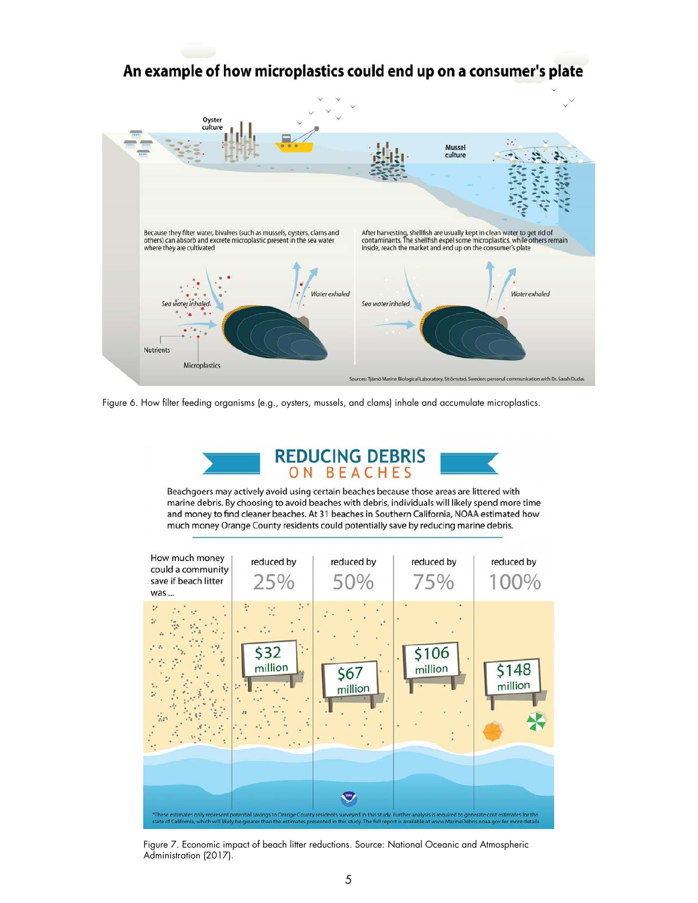## An example of how microplastics could end up on a consumer's plate

Oyster culture

Mussel culture

Because they filter water, bivalves (such as mussels, oysters, clams and others) can absorb and excrete microplastic present in the sea water where they are cultivated

After harvesting, shellfish are usually kept in clean water to get rid of contaminants. The shellfish expel some microplastics, while others remain inside, reach the market and end up on the consumer's plate

*Sea water inhaled* — *Water exhaled*

Nutrients

Microplastics

*Sea water inhaled* — *Water exhaled*

Sources: Tjärnö Marine Biological Laboratory, Strömstad, Sweden; personal communication with Dr. Sarah Dudas

Figure 6. How filter feeding organisms (e.g., oysters, mussels, and clams) inhale and accumulate microplastics.

## REDUCING DEBRIS ON BEACHES

Beachgoers may actively avoid using certain beaches because those areas are littered with marine debris. By choosing to avoid beaches with debris, individuals will likely spend more time and money to find cleaner beaches. At 31 beaches in Southern California, NOAA estimated how much money Orange County residents could potentially save by reducing marine debris.

| How much money could a community save if beach litter was ... | reduced by 25% | reduced by 50% | reduced by 75% | reduced by 100% |
|---|---|---|---|---|
| | $32 million | $67 million | $106 million | $148 million |

*These estimates only represent potential savings to Orange County residents surveyed in this study. Further analysis is required to generate cost estimates for the state of California, which will likely be greater than the estimates presented in this study. The full report is available at www.MarineDebris.noaa.gov for more details.

Figure 7. Economic impact of beach litter reductions. Source: National Oceanic and Atmospheric Administration (2017).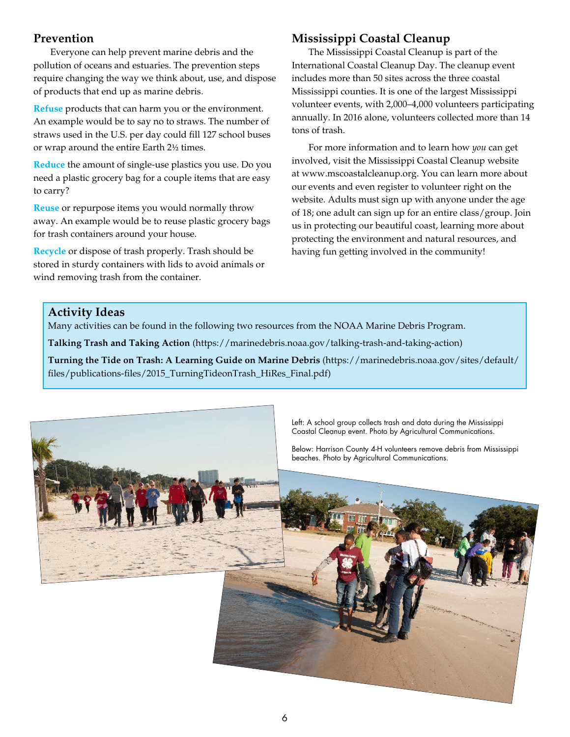## Prevention

Everyone can help prevent marine debris and the pollution of oceans and estuaries. The prevention steps require changing the way we think about, use, and dispose of products that end up as marine debris.

**Refuse** products that can harm you or the environment. An example would be to say no to straws. The number of straws used in the U.S. per day could fill 127 school buses or wrap around the entire Earth 2½ times.

**Reduce** the amount of single-use plastics you use. Do you need a plastic grocery bag for a couple items that are easy to carry?

**Reuse** or repurpose items you would normally throw away. An example would be to reuse plastic grocery bags for trash containers around your house.

**Recycle** or dispose of trash properly. Trash should be stored in sturdy containers with lids to avoid animals or wind removing trash from the container.

## Mississippi Coastal Cleanup

The Mississippi Coastal Cleanup is part of the International Coastal Cleanup Day. The cleanup event includes more than 50 sites across the three coastal Mississippi counties. It is one of the largest Mississippi volunteer events, with 2,000–4,000 volunteers participating annually. In 2016 alone, volunteers collected more than 14 tons of trash.

For more information and to learn how *you* can get involved, visit the Mississippi Coastal Cleanup website at www.mscoastalcleanup.org. You can learn more about our events and even register to volunteer right on the website. Adults must sign up with anyone under the age of 18; one adult can sign up for an entire class/group. Join us in protecting our beautiful coast, learning more about protecting the environment and natural resources, and having fun getting involved in the community!

## Activity Ideas

Many activities can be found in the following two resources from the NOAA Marine Debris Program.

**Talking Trash and Taking Action** (https://marinedebris.noaa.gov/talking-trash-and-taking-action)

**Turning the Tide on Trash: A Learning Guide on Marine Debris** (https://marinedebris.noaa.gov/sites/default/files/publications-files/2015_TurningTideonTrash_HiRes_Final.pdf)

Left: A school group collects trash and data during the Mississippi Coastal Cleanup event. Photo by Agricultural Communications.

Below: Harrison County 4-H volunteers remove debris from Mississippi beaches. Photo by Agricultural Communications.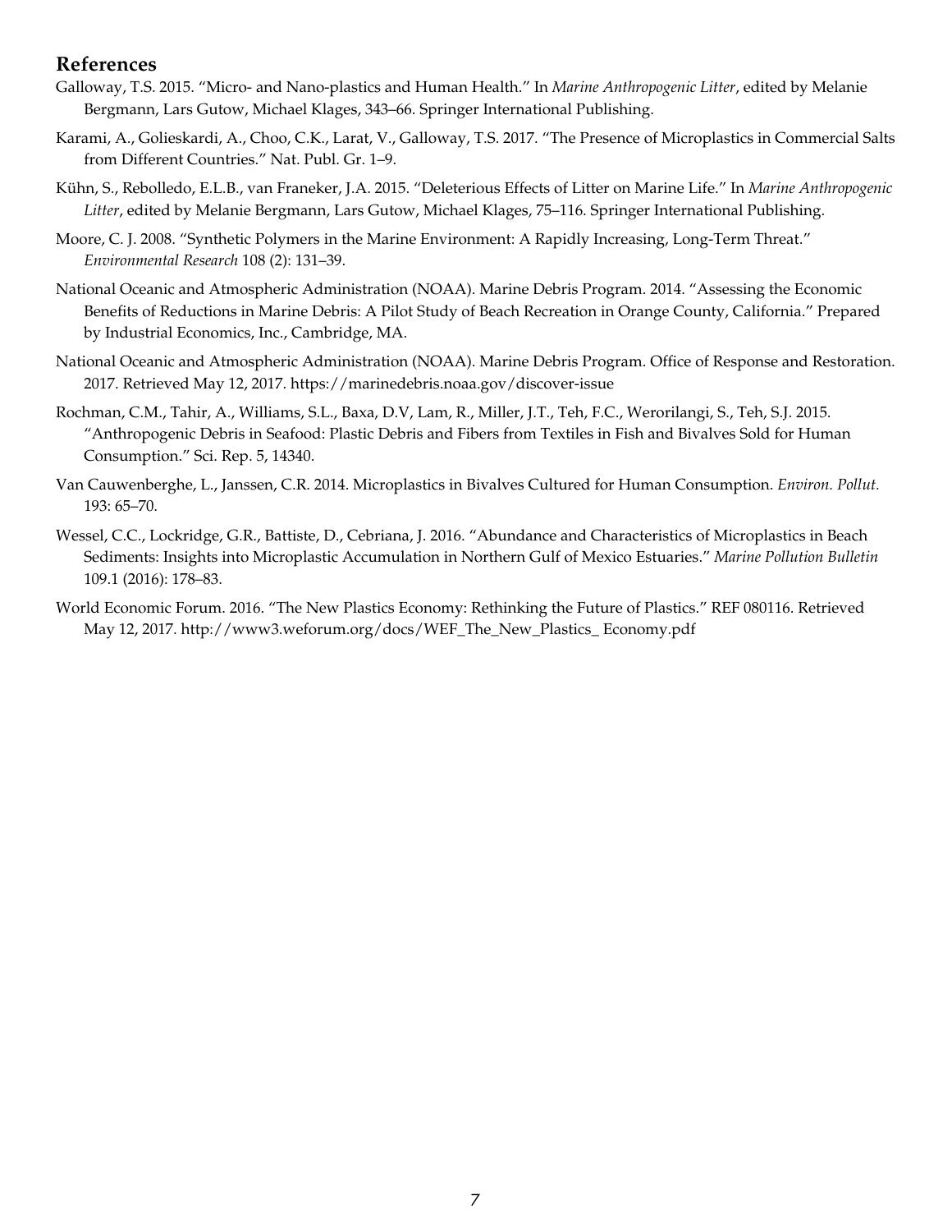## References

Galloway, T.S. 2015. "Micro- and Nano-plastics and Human Health." In *Marine Anthropogenic Litter*, edited by Melanie Bergmann, Lars Gutow, Michael Klages, 343–66. Springer International Publishing.

Karami, A., Golieskardi, A., Choo, C.K., Larat, V., Galloway, T.S. 2017. "The Presence of Microplastics in Commercial Salts from Different Countries." Nat. Publ. Gr. 1–9.

Kühn, S., Rebolledo, E.L.B., van Franeker, J.A. 2015. "Deleterious Effects of Litter on Marine Life." In *Marine Anthropogenic Litter*, edited by Melanie Bergmann, Lars Gutow, Michael Klages, 75–116. Springer International Publishing.

Moore, C. J. 2008. "Synthetic Polymers in the Marine Environment: A Rapidly Increasing, Long-Term Threat." *Environmental Research* 108 (2): 131–39.

National Oceanic and Atmospheric Administration (NOAA). Marine Debris Program. 2014. "Assessing the Economic Benefits of Reductions in Marine Debris: A Pilot Study of Beach Recreation in Orange County, California." Prepared by Industrial Economics, Inc., Cambridge, MA.

National Oceanic and Atmospheric Administration (NOAA). Marine Debris Program. Office of Response and Restoration. 2017. Retrieved May 12, 2017. https://marinedebris.noaa.gov/discover-issue

Rochman, C.M., Tahir, A., Williams, S.L., Baxa, D.V, Lam, R., Miller, J.T., Teh, F.C., Werorilangi, S., Teh, S.J. 2015. "Anthropogenic Debris in Seafood: Plastic Debris and Fibers from Textiles in Fish and Bivalves Sold for Human Consumption." Sci. Rep. 5, 14340.

Van Cauwenberghe, L., Janssen, C.R. 2014. Microplastics in Bivalves Cultured for Human Consumption. *Environ. Pollut.* 193: 65–70.

Wessel, C.C., Lockridge, G.R., Battiste, D., Cebriana, J. 2016. "Abundance and Characteristics of Microplastics in Beach Sediments: Insights into Microplastic Accumulation in Northern Gulf of Mexico Estuaries." *Marine Pollution Bulletin* 109.1 (2016): 178–83.

World Economic Forum. 2016. "The New Plastics Economy: Rethinking the Future of Plastics." REF 080116. Retrieved May 12, 2017. http://www3.weforum.org/docs/WEF_The_New_Plastics_ Economy.pdf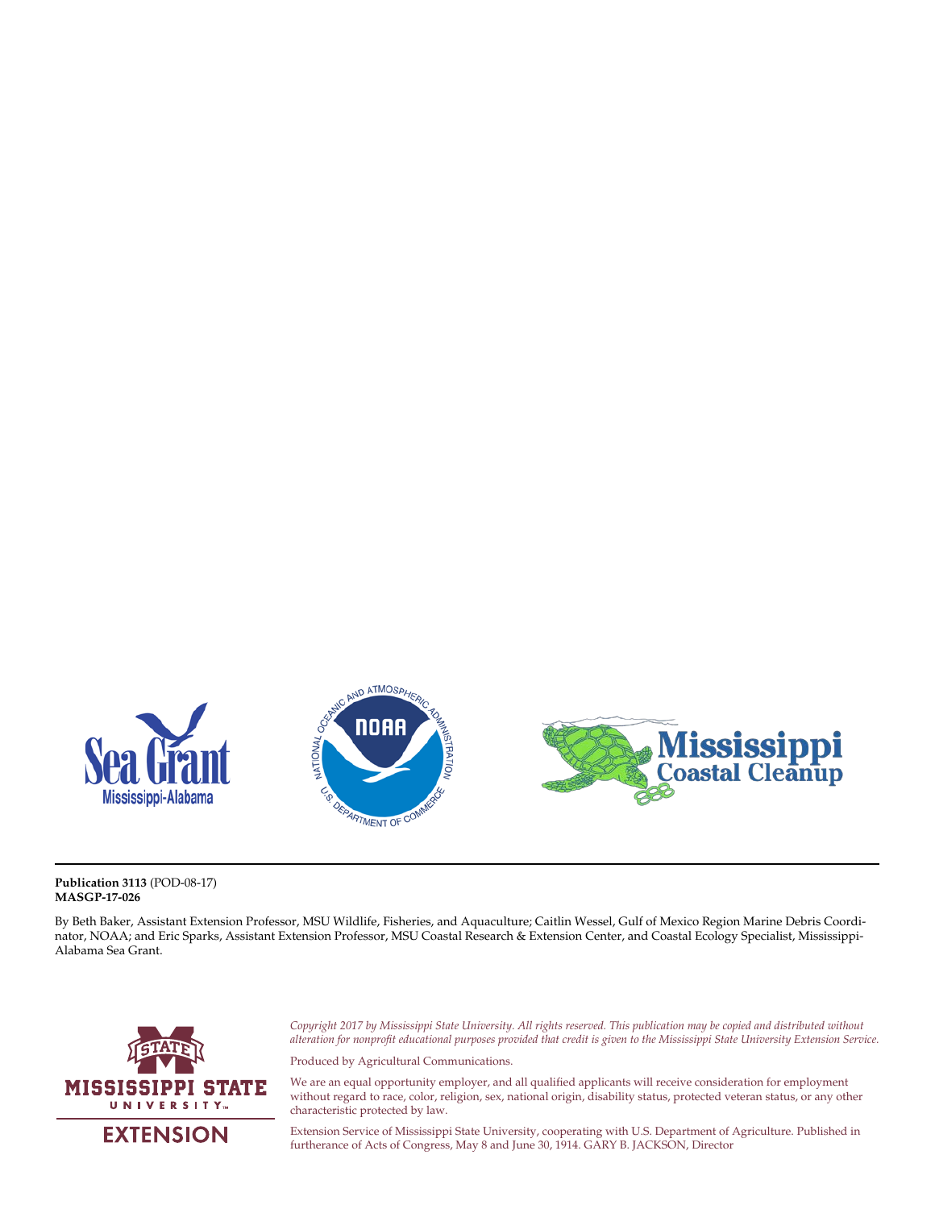**Publication 3113** (POD-08-17)
**MASGP-17-026**

By Beth Baker, Assistant Extension Professor, MSU Wildlife, Fisheries, and Aquaculture; Caitlin Wessel, Gulf of Mexico Region Marine Debris Coordinator, NOAA; and Eric Sparks, Assistant Extension Professor, MSU Coastal Research & Extension Center, and Coastal Ecology Specialist, Mississippi-Alabama Sea Grant.

*Copyright 2017 by Mississippi State University. All rights reserved. This publication may be copied and distributed without alteration for nonprofit educational purposes provided that credit is given to the Mississippi State University Extension Service.*

Produced by Agricultural Communications.

We are an equal opportunity employer, and all qualified applicants will receive consideration for employment without regard to race, color, religion, sex, national origin, disability status, protected veteran status, or any other characteristic protected by law.

Extension Service of Mississippi State University, cooperating with U.S. Department of Agriculture. Published in furtherance of Acts of Congress, May 8 and June 30, 1914. GARY B. JACKSON, Director